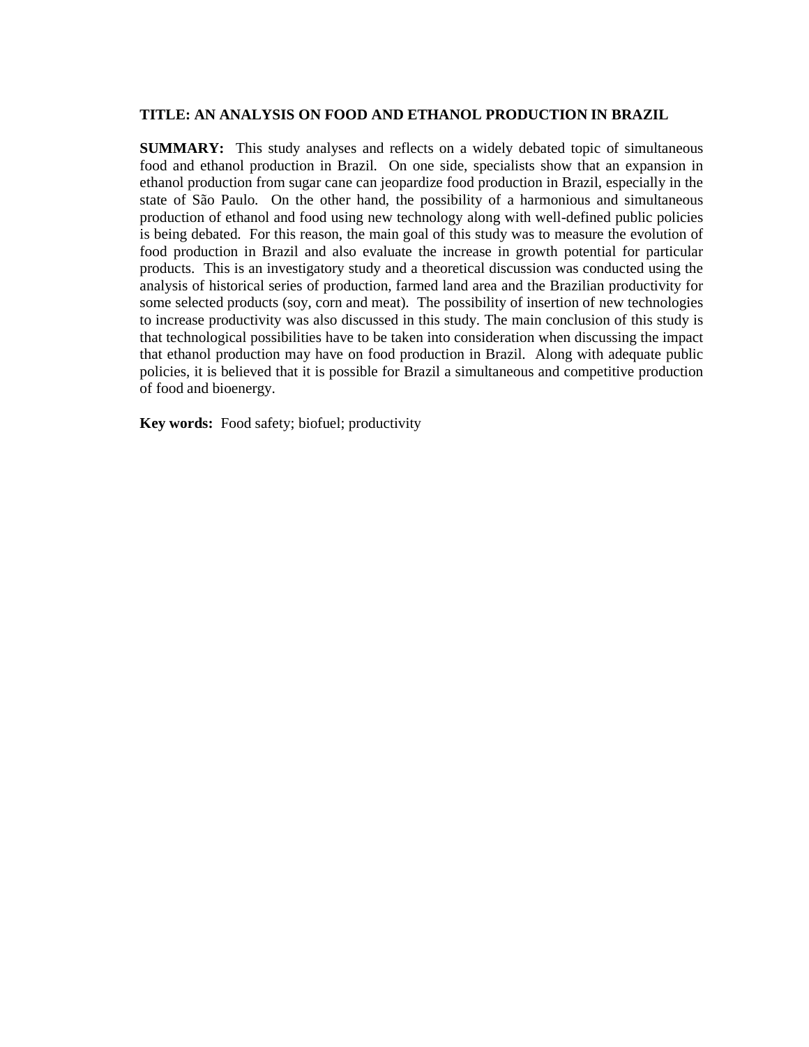**TITLE: AN ANALYSIS ON FOOD AND ETHANOL PRODUCTION IN BRAZIL**

**SUMMARY:** This study analyses and reflects on a widely debated topic of simultaneous food and ethanol production in Brazil. On one side, specialists show that an expansion in ethanol production from sugar cane can jeopardize food production in Brazil, especially in the state of São Paulo. On the other hand, the possibility of a harmonious and simultaneous production of ethanol and food using new technology along with well-defined public policies is being debated. For this reason, the main goal of this study was to measure the evolution of food production in Brazil and also evaluate the increase in growth potential for particular products. This is an investigatory study and a theoretical discussion was conducted using the analysis of historical series of production, farmed land area and the Brazilian productivity for some selected products (soy, corn and meat). The possibility of insertion of new technologies to increase productivity was also discussed in this study. The main conclusion of this study is that technological possibilities have to be taken into consideration when discussing the impact that ethanol production may have on food production in Brazil. Along with adequate public policies, it is believed that it is possible for Brazil a simultaneous and competitive production of food and bioenergy.

**Key words:** Food safety; biofuel; productivity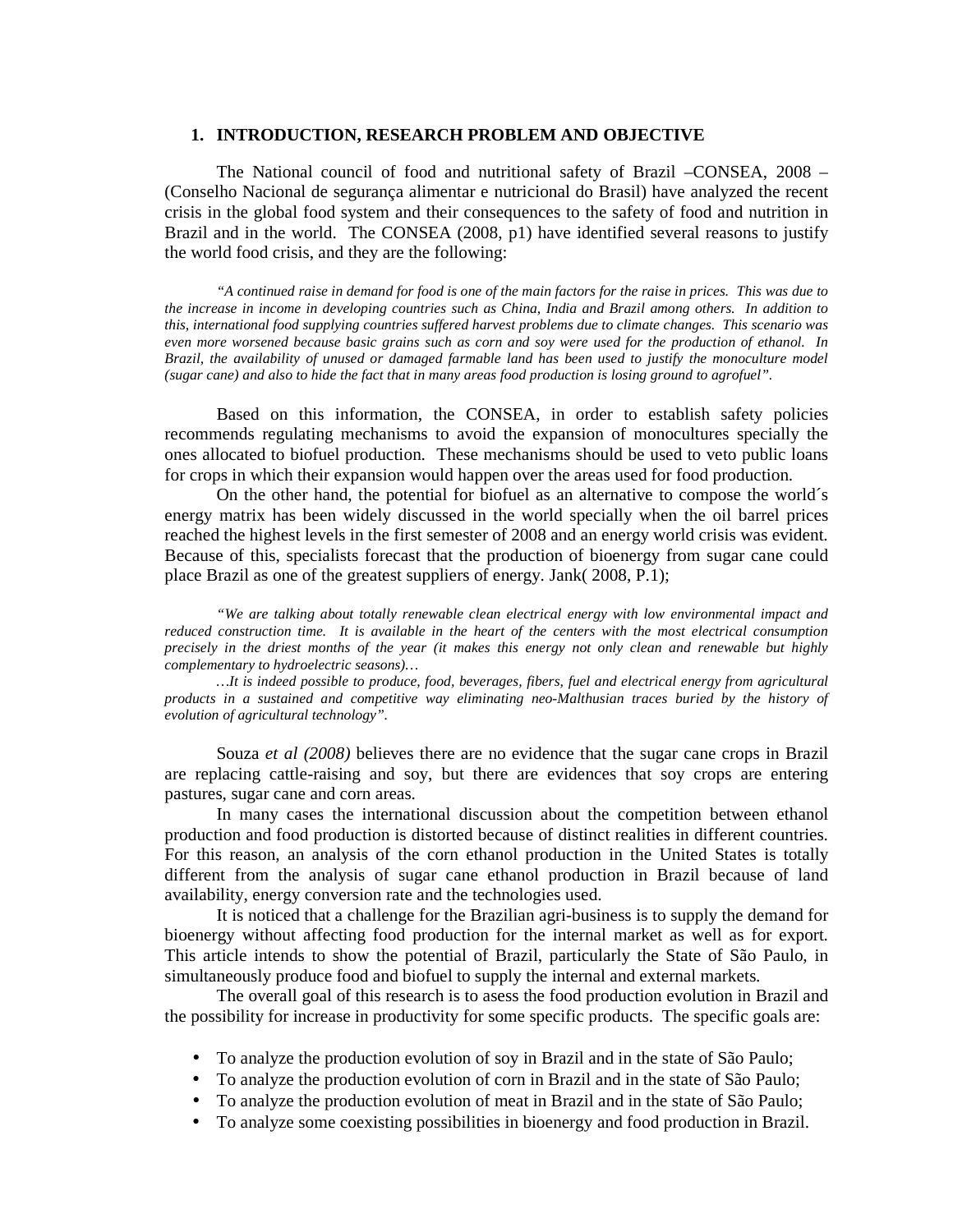## 1. INTRODUCTION, RESEARCH PROBLEM AND OBJECTIVE

The National council of food and nutritional safety of Brazil –CONSEA, 2008 – (Conselho Nacional de segurança alimentar e nutricional do Brasil) have analyzed the recent crisis in the global food system and their consequences to the safety of food and nutrition in Brazil and in the world. The CONSEA (2008, p1) have identified several reasons to justify the world food crisis, and they are the following:

> *"A continued raise in demand for food is one of the main factors for the raise in prices. This was due to the increase in income in developing countries such as China, India and Brazil among others. In addition to this, international food supplying countries suffered harvest problems due to climate changes. This scenario was even more worsened because basic grains such as corn and soy were used for the production of ethanol. In Brazil, the availability of unused or damaged farmable land has been used to justify the monoculture model (sugar cane) and also to hide the fact that in many areas food production is losing ground to agrofuel".*

Based on this information, the CONSEA, in order to establish safety policies recommends regulating mechanisms to avoid the expansion of monocultures specially the ones allocated to biofuel production. These mechanisms should be used to veto public loans for crops in which their expansion would happen over the areas used for food production.

On the other hand, the potential for biofuel as an alternative to compose the world´s energy matrix has been widely discussed in the world specially when the oil barrel prices reached the highest levels in the first semester of 2008 and an energy world crisis was evident. Because of this, specialists forecast that the production of bioenergy from sugar cane could place Brazil as one of the greatest suppliers of energy. Jank( 2008, P.1);

> *"We are talking about totally renewable clean electrical energy with low environmental impact and reduced construction time. It is available in the heart of the centers with the most electrical consumption precisely in the driest months of the year (it makes this energy not only clean and renewable but highly complementary to hydroelectric seasons)…*
>
> *…It is indeed possible to produce, food, beverages, fibers, fuel and electrical energy from agricultural products in a sustained and competitive way eliminating neo-Malthusian traces buried by the history of evolution of agricultural technology".*

Souza *et al (2008)* believes there are no evidence that the sugar cane crops in Brazil are replacing cattle-raising and soy, but there are evidences that soy crops are entering pastures, sugar cane and corn areas.

In many cases the international discussion about the competition between ethanol production and food production is distorted because of distinct realities in different countries. For this reason, an analysis of the corn ethanol production in the United States is totally different from the analysis of sugar cane ethanol production in Brazil because of land availability, energy conversion rate and the technologies used.

It is noticed that a challenge for the Brazilian agri-business is to supply the demand for bioenergy without affecting food production for the internal market as well as for export. This article intends to show the potential of Brazil, particularly the State of São Paulo, in simultaneously produce food and biofuel to supply the internal and external markets.

The overall goal of this research is to asess the food production evolution in Brazil and the possibility for increase in productivity for some specific products. The specific goals are:

- To analyze the production evolution of soy in Brazil and in the state of São Paulo;
- To analyze the production evolution of corn in Brazil and in the state of São Paulo;
- To analyze the production evolution of meat in Brazil and in the state of São Paulo;
- To analyze some coexisting possibilities in bioenergy and food production in Brazil.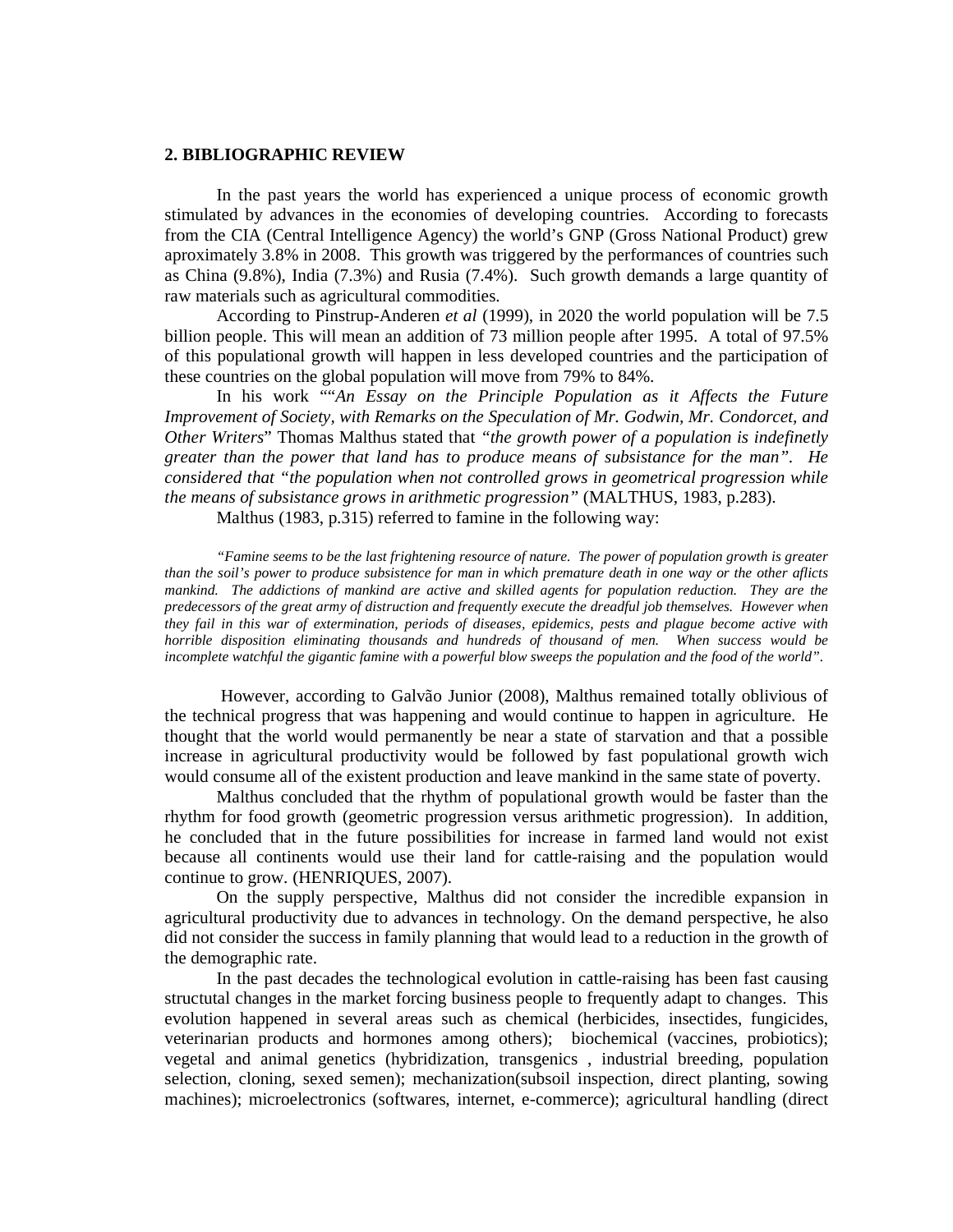## 2. BIBLIOGRAPHIC REVIEW

In the past years the world has experienced a unique process of economic growth stimulated by advances in the economies of developing countries. According to forecasts from the CIA (Central Intelligence Agency) the world's GNP (Gross National Product) grew aproximately 3.8% in 2008. This growth was triggered by the performances of countries such as China (9.8%), India (7.3%) and Rusia (7.4%). Such growth demands a large quantity of raw materials such as agricultural commodities.

According to Pinstrup-Anderen *et al* (1999), in 2020 the world population will be 7.5 billion people. This will mean an addition of 73 million people after 1995. A total of 97.5% of this populational growth will happen in less developed countries and the participation of these countries on the global population will move from 79% to 84%.

In his work ""*An Essay on the Principle Population as it Affects the Future Improvement of Society, with Remarks on the Speculation of Mr. Godwin, Mr. Condorcet, and Other Writers*" Thomas Malthus stated that *"the growth power of a population is indefinetly greater than the power that land has to produce means of subsistance for the man". He considered that "the population when not controlled grows in geometrical progression while the means of subsistance grows in arithmetic progression"* (MALTHUS, 1983, p.283).

Malthus (1983, p.315) referred to famine in the following way:

> *"Famine seems to be the last frightening resource of nature. The power of population growth is greater than the soil's power to produce subsistence for man in which premature death in one way or the other aflicts mankind. The addictions of mankind are active and skilled agents for population reduction. They are the predecessors of the great army of distruction and frequently execute the dreadful job themselves. However when they fail in this war of extermination, periods of diseases, epidemics, pests and plague become active with horrible disposition eliminating thousands and hundreds of thousand of men. When success would be incomplete watchful the gigantic famine with a powerful blow sweeps the population and the food of the world".*

However, according to Galvão Junior (2008), Malthus remained totally oblivious of the technical progress that was happening and would continue to happen in agriculture. He thought that the world would permanently be near a state of starvation and that a possible increase in agricultural productivity would be followed by fast populational growth wich would consume all of the existent production and leave mankind in the same state of poverty.

Malthus concluded that the rhythm of populational growth would be faster than the rhythm for food growth (geometric progression versus arithmetic progression). In addition, he concluded that in the future possibilities for increase in farmed land would not exist because all continents would use their land for cattle-raising and the population would continue to grow. (HENRIQUES, 2007).

On the supply perspective, Malthus did not consider the incredible expansion in agricultural productivity due to advances in technology. On the demand perspective, he also did not consider the success in family planning that would lead to a reduction in the growth of the demographic rate.

In the past decades the technological evolution in cattle-raising has been fast causing structutal changes in the market forcing business people to frequently adapt to changes. This evolution happened in several areas such as chemical (herbicides, insecticides, fungicides, veterinarian products and hormones among others); biochemical (vaccines, probiotics); vegetal and animal genetics (hybridization, transgenics , industrial breeding, population selection, cloning, sexed semen); mechanization(subsoil inspection, direct planting, sowing machines); microelectronics (softwares, internet, e-commerce); agricultural handling (direct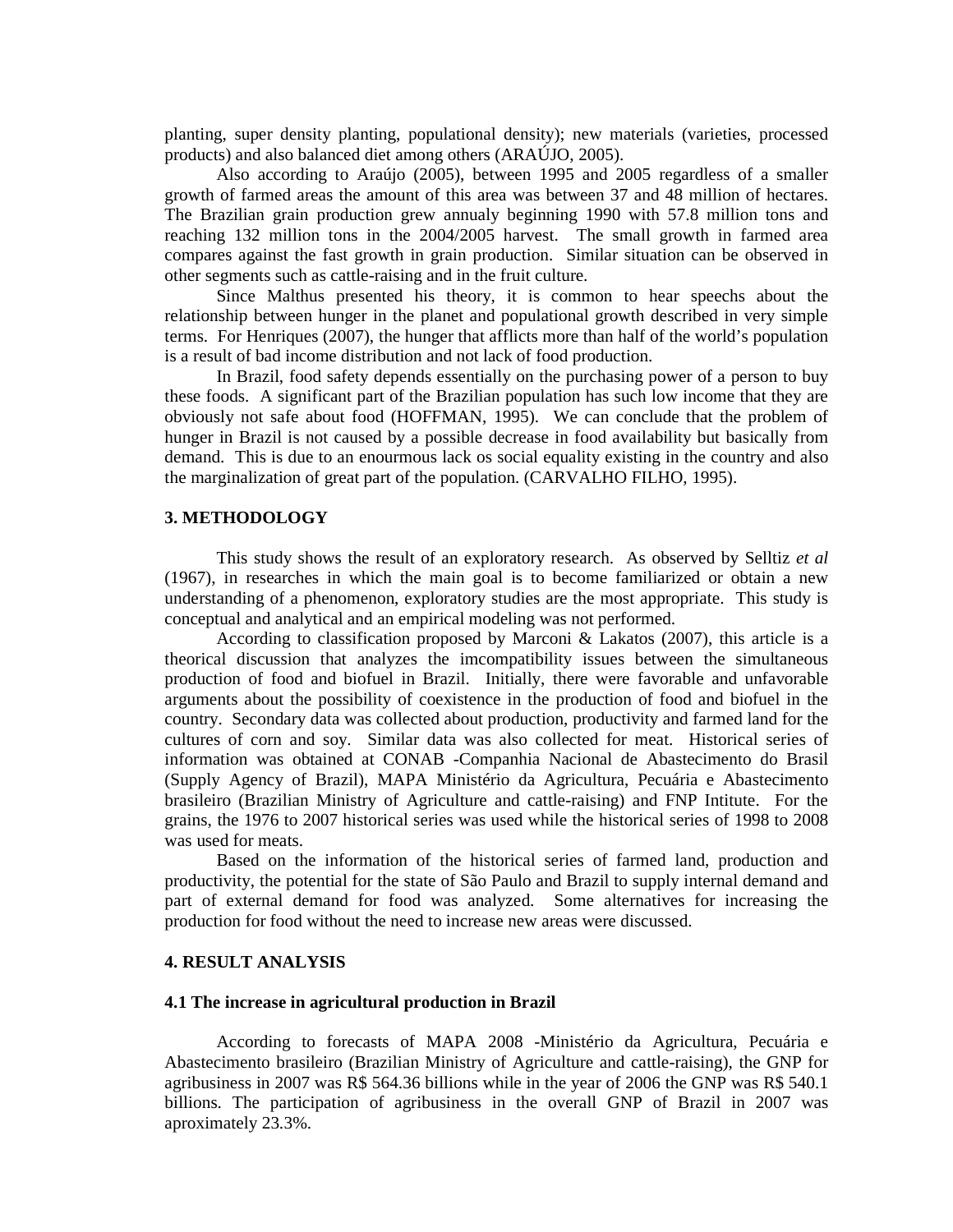planting, super density planting, populational density); new materials (varieties, processed products) and also balanced diet among others (ARAÚJO, 2005).

Also according to Araújo (2005), between 1995 and 2005 regardless of a smaller growth of farmed areas the amount of this area was between 37 and 48 million of hectares. The Brazilian grain production grew annualy beginning 1990 with 57.8 million tons and reaching 132 million tons in the 2004/2005 harvest. The small growth in farmed area compares against the fast growth in grain production. Similar situation can be observed in other segments such as cattle-raising and in the fruit culture.

Since Malthus presented his theory, it is common to hear speechs about the relationship between hunger in the planet and populational growth described in very simple terms. For Henriques (2007), the hunger that afflicts more than half of the world's population is a result of bad income distribution and not lack of food production.

In Brazil, food safety depends essentially on the purchasing power of a person to buy these foods. A significant part of the Brazilian population has such low income that they are obviously not safe about food (HOFFMAN, 1995). We can conclude that the problem of hunger in Brazil is not caused by a possible decrease in food availability but basically from demand. This is due to an enourmous lack os social equality existing in the country and also the marginalization of great part of the population. (CARVALHO FILHO, 1995).

## 3. METHODOLOGY

This study shows the result of an exploratory research. As observed by Selltiz *et al* (1967), in researches in which the main goal is to become familiarized or obtain a new understanding of a phenomenon, exploratory studies are the most appropriate. This study is conceptual and analytical and an empirical modeling was not performed.

According to classification proposed by Marconi & Lakatos (2007), this article is a theorical discussion that analyzes the imcompatibility issues between the simultaneous production of food and biofuel in Brazil. Initially, there were favorable and unfavorable arguments about the possibility of coexistence in the production of food and biofuel in the country. Secondary data was collected about production, productivity and farmed land for the cultures of corn and soy. Similar data was also collected for meat. Historical series of information was obtained at CONAB -Companhia Nacional de Abastecimento do Brasil (Supply Agency of Brazil), MAPA Ministério da Agricultura, Pecuária e Abastecimento brasileiro (Brazilian Ministry of Agriculture and cattle-raising) and FNP Intitute. For the grains, the 1976 to 2007 historical series was used while the historical series of 1998 to 2008 was used for meats.

Based on the information of the historical series of farmed land, production and productivity, the potential for the state of São Paulo and Brazil to supply internal demand and part of external demand for food was analyzed. Some alternatives for increasing the production for food without the need to increase new areas were discussed.

## 4. RESULT ANALYSIS

### 4.1 The increase in agricultural production in Brazil

According to forecasts of MAPA 2008 -Ministério da Agricultura, Pecuária e Abastecimento brasileiro (Brazilian Ministry of Agriculture and cattle-raising), the GNP for agribusiness in 2007 was R$ 564.36 billions while in the year of 2006 the GNP was R$ 540.1 billions. The participation of agribusiness in the overall GNP of Brazil in 2007 was aproximately 23.3%.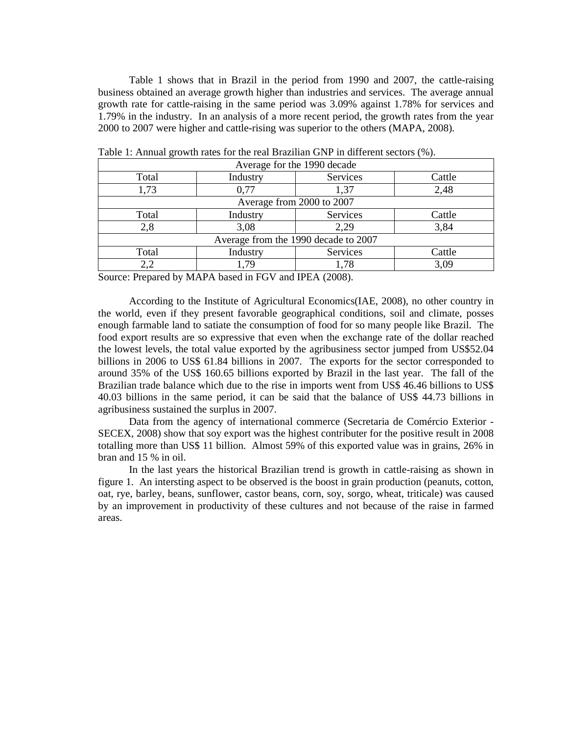Table 1 shows that in Brazil in the period from 1990 and 2007, the cattle-raising business obtained an average growth higher than industries and services. The average annual growth rate for cattle-raising in the same period was 3.09% against 1.78% for services and 1.79% in the industry. In an analysis of a more recent period, the growth rates from the year 2000 to 2007 were higher and cattle-rising was superior to the others (MAPA, 2008).

Table 1: Annual growth rates for the real Brazilian GNP in different sectors (%).

| Average for the 1990 decade | | | |
|---|---|---|---|
| Total | Industry | Services | Cattle |
| 1,73 | 0,77 | 1,37 | 2,48 |
| Average from 2000 to 2007 | | | |
| Total | Industry | Services | Cattle |
| 2,8 | 3,08 | 2,29 | 3,84 |
| Average from the 1990 decade to 2007 | | | |
| Total | Industry | Services | Cattle |
| 2,2 | 1,79 | 1,78 | 3,09 |

Source: Prepared by MAPA based in FGV and IPEA (2008).

According to the Institute of Agricultural Economics(IAE, 2008), no other country in the world, even if they present favorable geographical conditions, soil and climate, posses enough farmable land to satiate the consumption of food for so many people like Brazil. The food export results are so expressive that even when the exchange rate of the dollar reached the lowest levels, the total value exported by the agribusiness sector jumped from US$52.04 billions in 2006 to US$ 61.84 billions in 2007. The exports for the sector corresponded to around 35% of the US$ 160.65 billions exported by Brazil in the last year. The fall of the Brazilian trade balance which due to the rise in imports went from US$ 46.46 billions to US$ 40.03 billions in the same period, it can be said that the balance of US$ 44.73 billions in agribusiness sustained the surplus in 2007.

Data from the agency of international commerce (Secretaria de Comércio Exterior - SECEX, 2008) show that soy export was the highest contributer for the positive result in 2008 totalling more than US$ 11 billion. Almost 59% of this exported value was in grains, 26% in bran and 15 % in oil.

In the last years the historical Brazilian trend is growth in cattle-raising as shown in figure 1. An intersting aspect to be observed is the boost in grain production (peanuts, cotton, oat, rye, barley, beans, sunflower, castor beans, corn, soy, sorgo, wheat, triticale) was caused by an improvement in productivity of these cultures and not because of the raise in farmed areas.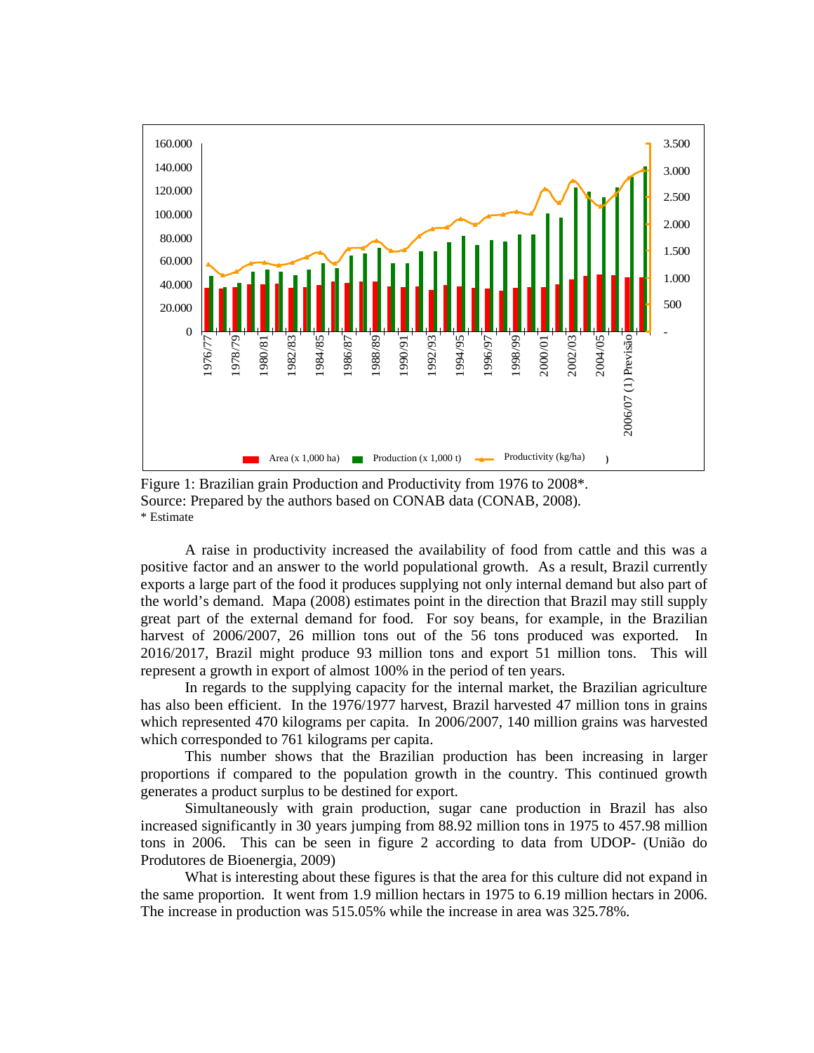Figure 1: Brazilian grain Production and Productivity from 1976 to 2008*.
Source: Prepared by the authors based on CONAB data (CONAB, 2008).
* Estimate

A raise in productivity increased the availability of food from cattle and this was a positive factor and an answer to the world populational growth. As a result, Brazil currently exports a large part of the food it produces supplying not only internal demand but also part of the world's demand. Mapa (2008) estimates point in the direction that Brazil may still supply great part of the external demand for food. For soy beans, for example, in the Brazilian harvest of 2006/2007, 26 million tons out of the 56 tons produced was exported. In 2016/2017, Brazil might produce 93 million tons and export 51 million tons. This will represent a growth in export of almost 100% in the period of ten years.

In regards to the supplying capacity for the internal market, the Brazilian agriculture has also been efficient. In the 1976/1977 harvest, Brazil harvested 47 million tons in grains which represented 470 kilograms per capita. In 2006/2007, 140 million grains was harvested which corresponded to 761 kilograms per capita.

This number shows that the Brazilian production has been increasing in larger proportions if compared to the population growth in the country. This continued growth generates a product surplus to be destined for export.

Simultaneously with grain production, sugar cane production in Brazil has also increased significantly in 30 years jumping from 88.92 million tons in 1975 to 457.98 million tons in 2006. This can be seen in figure 2 according to data from UDOP- (União do Produtores de Bioenergia, 2009)

What is interesting about these figures is that the area for this culture did not expand in the same proportion. It went from 1.9 million hectars in 1975 to 6.19 million hectars in 2006. The increase in production was 515.05% while the increase in area was 325.78%.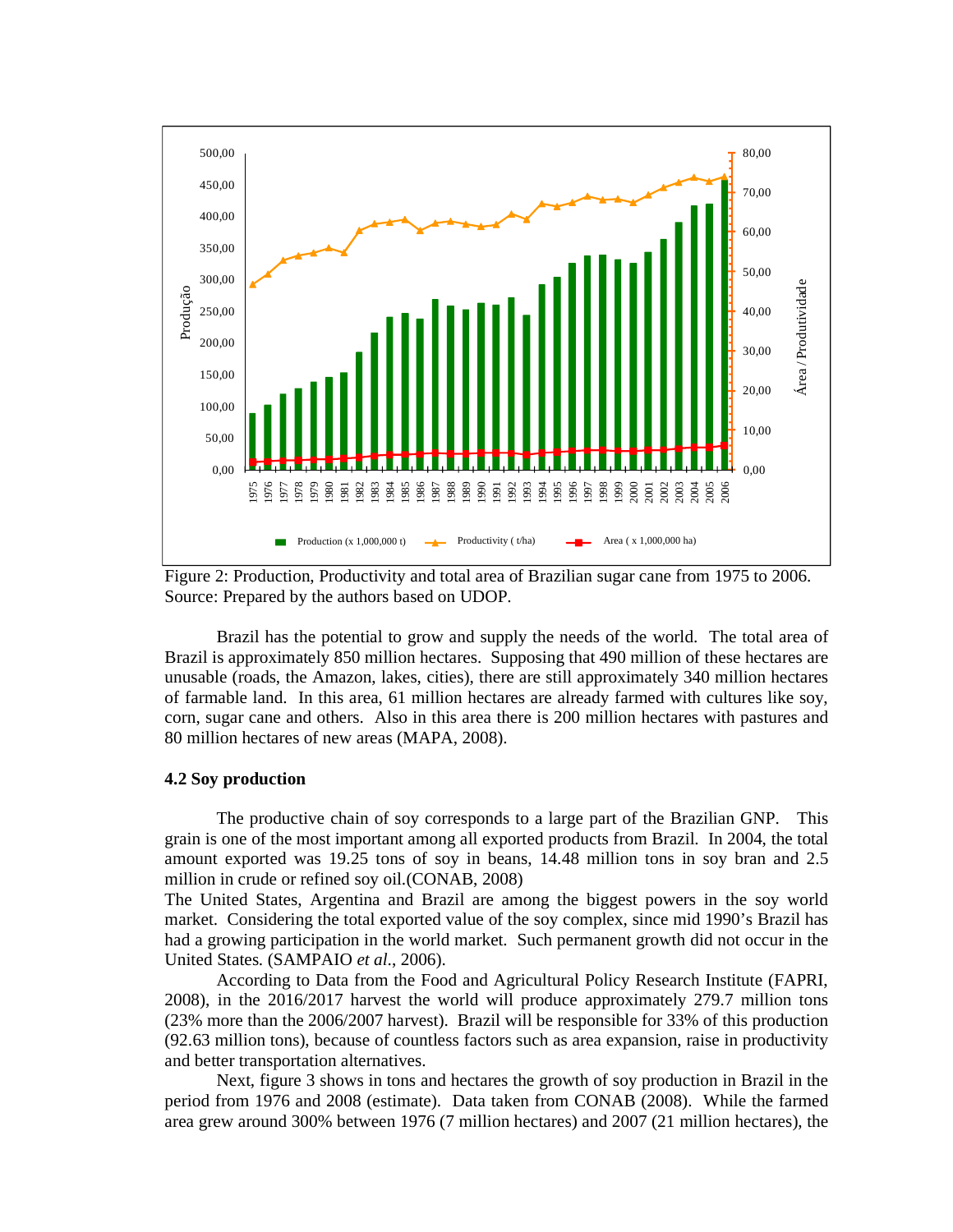Figure 2: Production, Productivity and total area of Brazilian sugar cane from 1975 to 2006. Source: Prepared by the authors based on UDOP.

Brazil has the potential to grow and supply the needs of the world. The total area of Brazil is approximately 850 million hectares. Supposing that 490 million of these hectares are unusable (roads, the Amazon, lakes, cities), there are still approximately 340 million hectares of farmable land. In this area, 61 million hectares are already farmed with cultures like soy, corn, sugar cane and others. Also in this area there is 200 million hectares with pastures and 80 million hectares of new areas (MAPA, 2008).

### 4.2 Soy production

The productive chain of soy corresponds to a large part of the Brazilian GNP. This grain is one of the most important among all exported products from Brazil. In 2004, the total amount exported was 19.25 tons of soy in beans, 14.48 million tons in soy bran and 2.5 million in crude or refined soy oil.(CONAB, 2008)

The United States, Argentina and Brazil are among the biggest powers in the soy world market. Considering the total exported value of the soy complex, since mid 1990's Brazil has had a growing participation in the world market. Such permanent growth did not occur in the United States. (SAMPAIO *et al*., 2006).

According to Data from the Food and Agricultural Policy Research Institute (FAPRI, 2008), in the 2016/2017 harvest the world will produce approximately 279.7 million tons (23% more than the 2006/2007 harvest). Brazil will be responsible for 33% of this production (92.63 million tons), because of countless factors such as area expansion, raise in productivity and better transportation alternatives.

Next, figure 3 shows in tons and hectares the growth of soy production in Brazil in the period from 1976 and 2008 (estimate). Data taken from CONAB (2008). While the farmed area grew around 300% between 1976 (7 million hectares) and 2007 (21 million hectares), the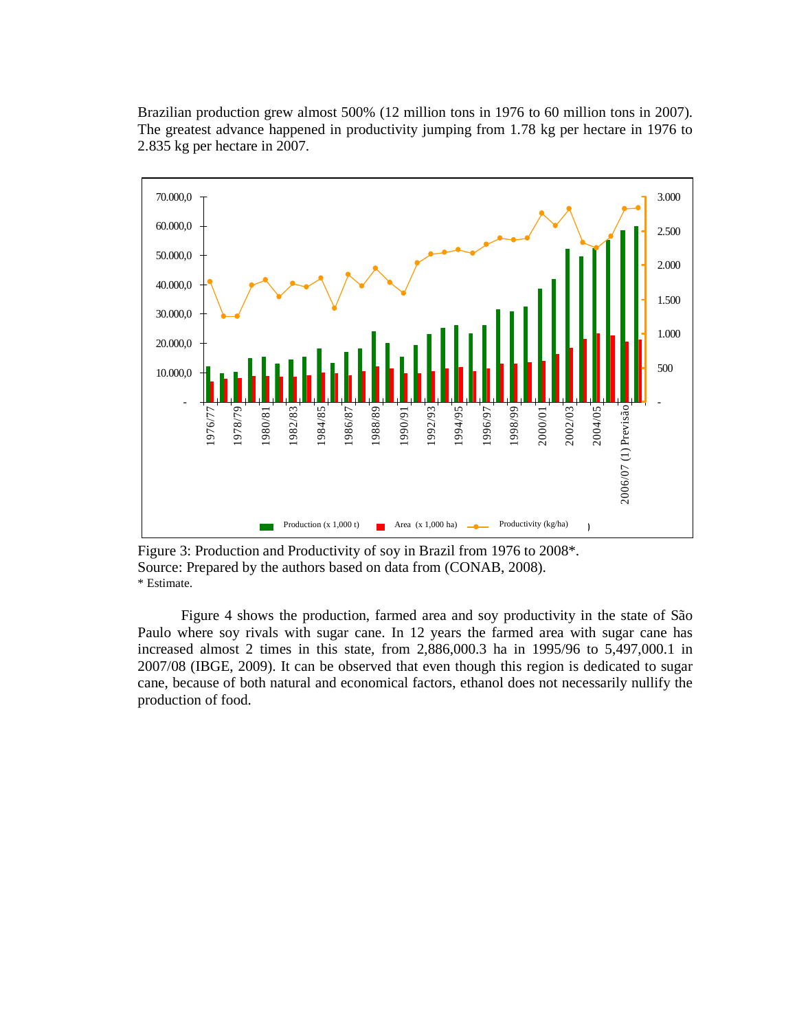Brazilian production grew almost 500% (12 million tons in 1976 to 60 million tons in 2007). The greatest advance happened in productivity jumping from 1.78 kg per hectare in 1976 to 2.835 kg per hectare in 2007.

Figure 3: Production and Productivity of soy in Brazil from 1976 to 2008*.
Source: Prepared by the authors based on data from (CONAB, 2008).
* Estimate.

Figure 4 shows the production, farmed area and soy productivity in the state of São Paulo where soy rivals with sugar cane. In 12 years the farmed area with sugar cane has increased almost 2 times in this state, from 2,886,000.3 ha in 1995/96 to 5,497,000.1 in 2007/08 (IBGE, 2009). It can be observed that even though this region is dedicated to sugar cane, because of both natural and economical factors, ethanol does not necessarily nullify the production of food.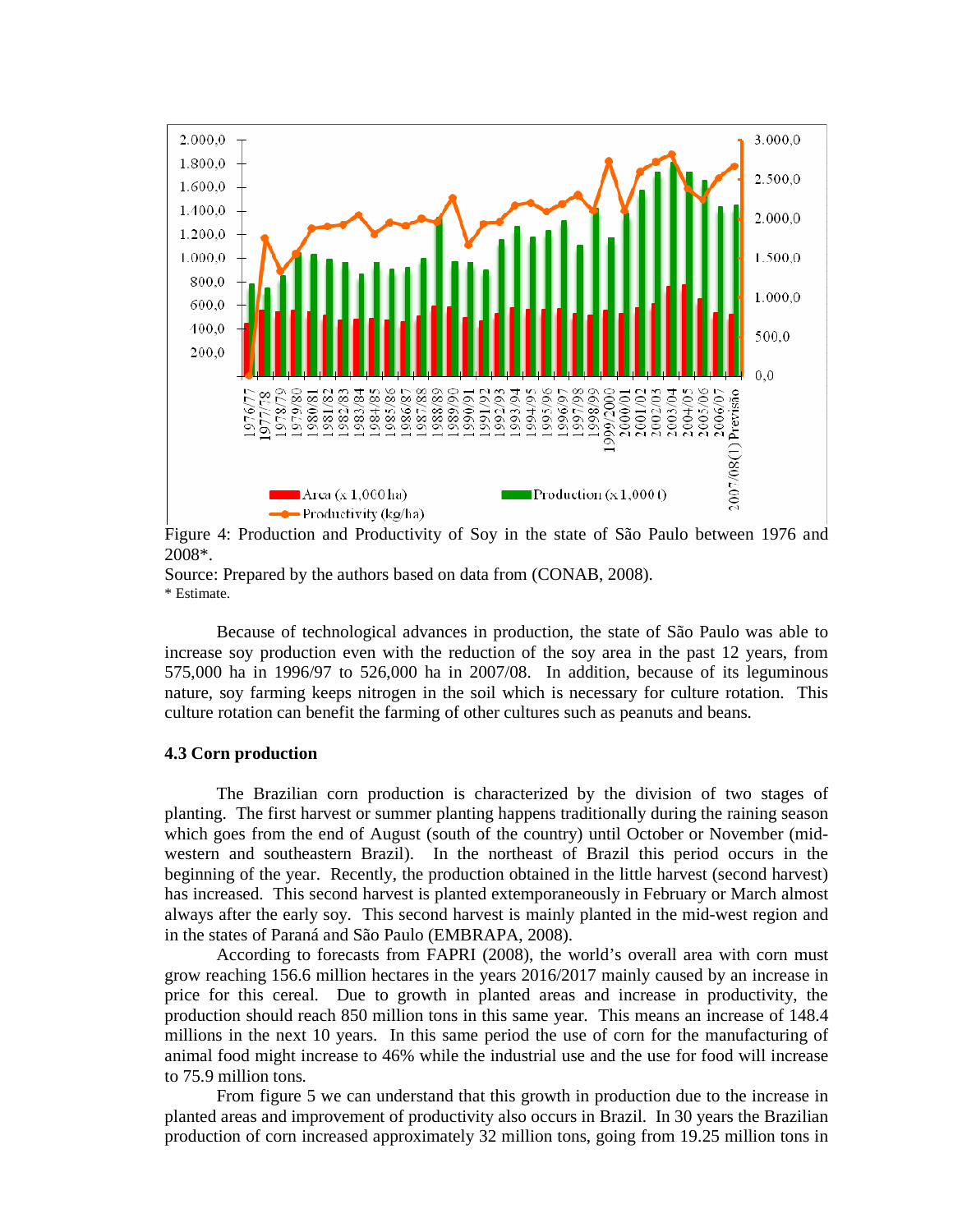Figure 4: Production and Productivity of Soy in the state of São Paulo between 1976 and 2008*.

Source: Prepared by the authors based on data from (CONAB, 2008).

* Estimate.

Because of technological advances in production, the state of São Paulo was able to increase soy production even with the reduction of the soy area in the past 12 years, from 575,000 ha in 1996/97 to 526,000 ha in 2007/08. In addition, because of its leguminous nature, soy farming keeps nitrogen in the soil which is necessary for culture rotation. This culture rotation can benefit the farming of other cultures such as peanuts and beans.

### 4.3 Corn production

The Brazilian corn production is characterized by the division of two stages of planting. The first harvest or summer planting happens traditionally during the raining season which goes from the end of August (south of the country) until October or November (mid-western and southeastern Brazil). In the northeast of Brazil this period occurs in the beginning of the year. Recently, the production obtained in the little harvest (second harvest) has increased. This second harvest is planted extemporaneously in February or March almost always after the early soy. This second harvest is mainly planted in the mid-west region and in the states of Paraná and São Paulo (EMBRAPA, 2008).

According to forecasts from FAPRI (2008), the world's overall area with corn must grow reaching 156.6 million hectares in the years 2016/2017 mainly caused by an increase in price for this cereal. Due to growth in planted areas and increase in productivity, the production should reach 850 million tons in this same year. This means an increase of 148.4 millions in the next 10 years. In this same period the use of corn for the manufacturing of animal food might increase to 46% while the industrial use and the use for food will increase to 75.9 million tons.

From figure 5 we can understand that this growth in production due to the increase in planted areas and improvement of productivity also occurs in Brazil. In 30 years the Brazilian production of corn increased approximately 32 million tons, going from 19.25 million tons in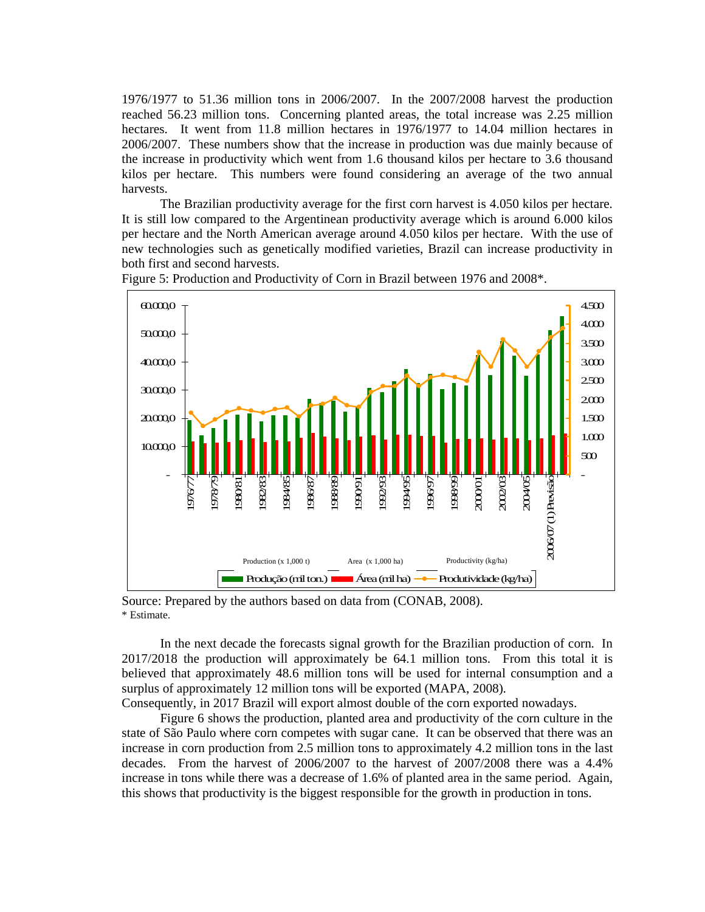1976/1977 to 51.36 million tons in 2006/2007. In the 2007/2008 harvest the production reached 56.23 million tons. Concerning planted areas, the total increase was 2.25 million hectares. It went from 11.8 million hectares in 1976/1977 to 14.04 million hectares in 2006/2007. These numbers show that the increase in production was due mainly because of the increase in productivity which went from 1.6 thousand kilos per hectare to 3.6 thousand kilos per hectare. This numbers were found considering an average of the two annual harvests.

The Brazilian productivity average for the first corn harvest is 4.050 kilos per hectare. It is still low compared to the Argentinean productivity average which is around 6.000 kilos per hectare and the North American average around 4.050 kilos per hectare. With the use of new technologies such as genetically modified varieties, Brazil can increase productivity in both first and second harvests.

Figure 5: Production and Productivity of Corn in Brazil between 1976 and 2008*.

Source: Prepared by the authors based on data from (CONAB, 2008).
\* Estimate.

In the next decade the forecasts signal growth for the Brazilian production of corn. In 2017/2018 the production will approximately be 64.1 million tons. From this total it is believed that approximately 48.6 million tons will be used for internal consumption and a surplus of approximately 12 million tons will be exported (MAPA, 2008).
Consequently, in 2017 Brazil will export almost double of the corn exported nowadays.

Figure 6 shows the production, planted area and productivity of the corn culture in the state of São Paulo where corn competes with sugar cane. It can be observed that there was an increase in corn production from 2.5 million tons to approximately 4.2 million tons in the last decades. From the harvest of 2006/2007 to the harvest of 2007/2008 there was a 4.4% increase in tons while there was a decrease of 1.6% of planted area in the same period. Again, this shows that productivity is the biggest responsible for the growth in production in tons.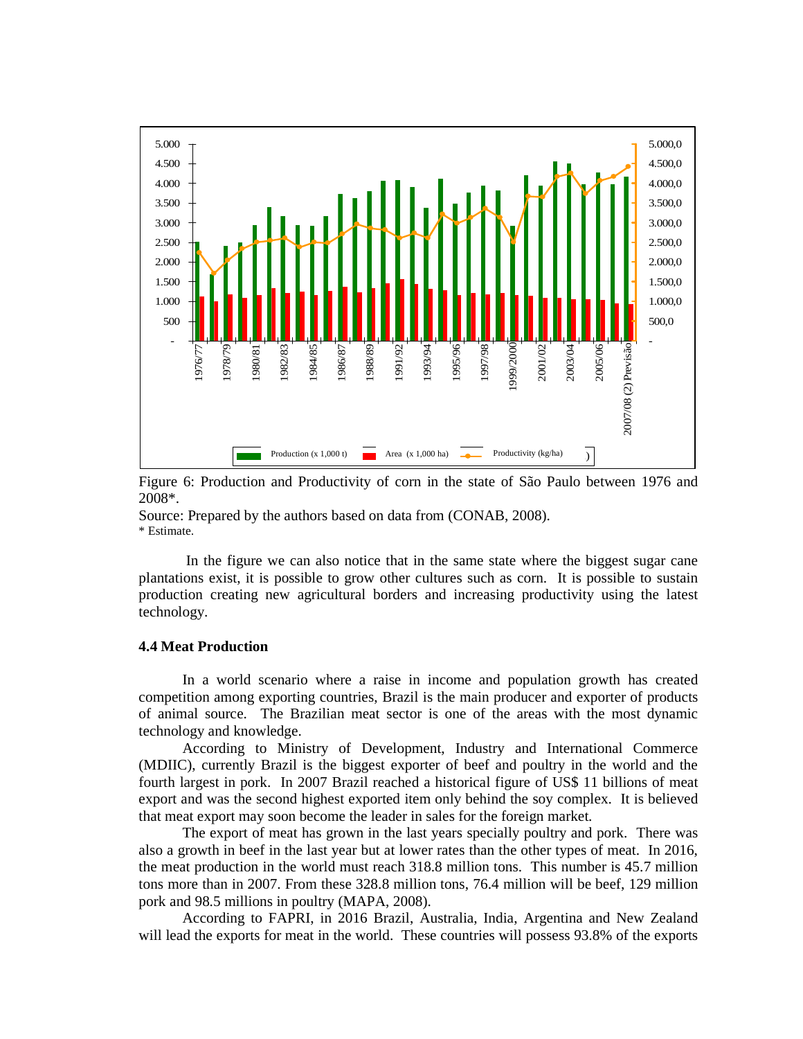Figure 6: Production and Productivity of corn in the state of São Paulo between 1976 and 2008*.

Source: Prepared by the authors based on data from (CONAB, 2008).

\* Estimate.

In the figure we can also notice that in the same state where the biggest sugar cane plantations exist, it is possible to grow other cultures such as corn. It is possible to sustain production creating new agricultural borders and increasing productivity using the latest technology.

### 4.4 Meat Production

In a world scenario where a raise in income and population growth has created competition among exporting countries, Brazil is the main producer and exporter of products of animal source. The Brazilian meat sector is one of the areas with the most dynamic technology and knowledge.

According to Ministry of Development, Industry and International Commerce (MDIIC), currently Brazil is the biggest exporter of beef and poultry in the world and the fourth largest in pork. In 2007 Brazil reached a historical figure of US$ 11 billions of meat export and was the second highest exported item only behind the soy complex. It is believed that meat export may soon become the leader in sales for the foreign market.

The export of meat has grown in the last years specially poultry and pork. There was also a growth in beef in the last year but at lower rates than the other types of meat. In 2016, the meat production in the world must reach 318.8 million tons. This number is 45.7 million tons more than in 2007. From these 328.8 million tons, 76.4 million will be beef, 129 million pork and 98.5 millions in poultry (MAPA, 2008).

According to FAPRI, in 2016 Brazil, Australia, India, Argentina and New Zealand will lead the exports for meat in the world. These countries will possess 93.8% of the exports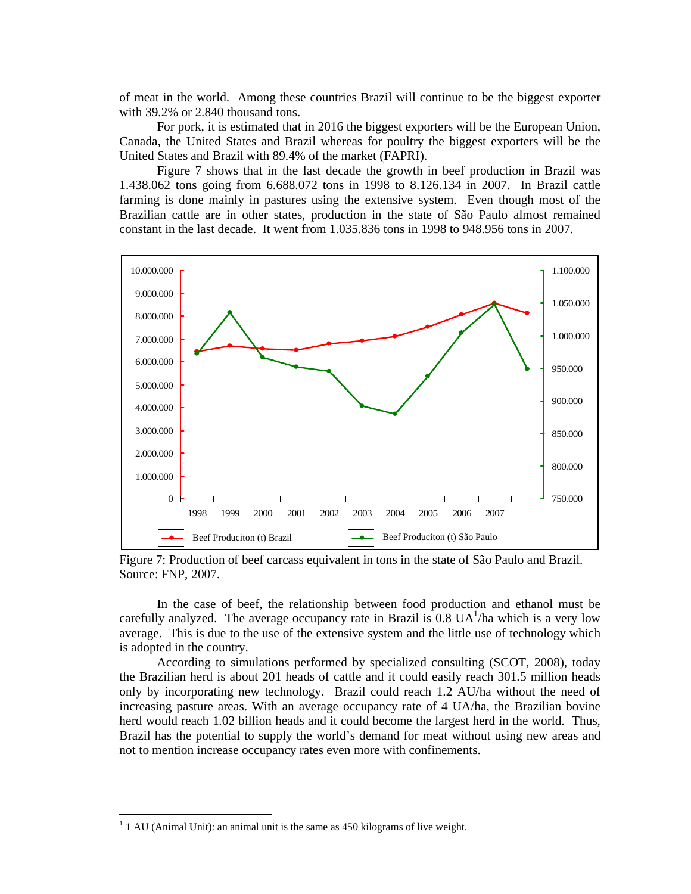of meat in the world. Among these countries Brazil will continue to be the biggest exporter with 39.2% or 2.840 thousand tons.

For pork, it is estimated that in 2016 the biggest exporters will be the European Union, Canada, the United States and Brazil whereas for poultry the biggest exporters will be the United States and Brazil with 89.4% of the market (FAPRI).

Figure 7 shows that in the last decade the growth in beef production in Brazil was 1.438.062 tons going from 6.688.072 tons in 1998 to 8.126.134 in 2007. In Brazil cattle farming is done mainly in pastures using the extensive system. Even though most of the Brazilian cattle are in other states, production in the state of São Paulo almost remained constant in the last decade. It went from 1.035.836 tons in 1998 to 948.956 tons in 2007.

Figure 7: Production of beef carcass equivalent in tons in the state of São Paulo and Brazil. Source: FNP, 2007.

In the case of beef, the relationship between food production and ethanol must be carefully analyzed. The average occupancy rate in Brazil is 0.8 UA[1]/ha which is a very low average. This is due to the use of the extensive system and the little use of technology which is adopted in the country.

According to simulations performed by specialized consulting (SCOT, 2008), today the Brazilian herd is about 201 heads of cattle and it could easily reach 301.5 million heads only by incorporating new technology. Brazil could reach 1.2 AU/ha without the need of increasing pasture areas. With an average occupancy rate of 4 UA/ha, the Brazilian bovine herd would reach 1.02 billion heads and it could become the largest herd in the world. Thus, Brazil has the potential to supply the world's demand for meat without using new areas and not to mention increase occupancy rates even more with confinements.

[1] 1 AU (Animal Unit): an animal unit is the same as 450 kilograms of live weight.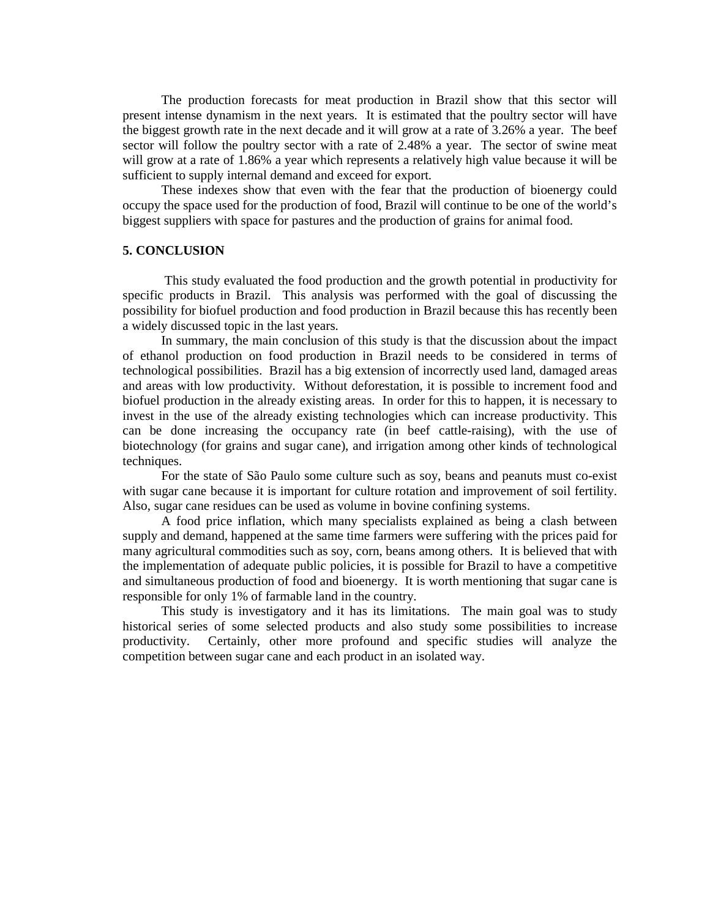The production forecasts for meat production in Brazil show that this sector will present intense dynamism in the next years. It is estimated that the poultry sector will have the biggest growth rate in the next decade and it will grow at a rate of 3.26% a year. The beef sector will follow the poultry sector with a rate of 2.48% a year. The sector of swine meat will grow at a rate of 1.86% a year which represents a relatively high value because it will be sufficient to supply internal demand and exceed for export.

These indexes show that even with the fear that the production of bioenergy could occupy the space used for the production of food, Brazil will continue to be one of the world's biggest suppliers with space for pastures and the production of grains for animal food.

## 5. CONCLUSION

This study evaluated the food production and the growth potential in productivity for specific products in Brazil. This analysis was performed with the goal of discussing the possibility for biofuel production and food production in Brazil because this has recently been a widely discussed topic in the last years.

In summary, the main conclusion of this study is that the discussion about the impact of ethanol production on food production in Brazil needs to be considered in terms of technological possibilities. Brazil has a big extension of incorrectly used land, damaged areas and areas with low productivity. Without deforestation, it is possible to increment food and biofuel production in the already existing areas. In order for this to happen, it is necessary to invest in the use of the already existing technologies which can increase productivity. This can be done increasing the occupancy rate (in beef cattle-raising), with the use of biotechnology (for grains and sugar cane), and irrigation among other kinds of technological techniques.

For the state of São Paulo some culture such as soy, beans and peanuts must co-exist with sugar cane because it is important for culture rotation and improvement of soil fertility. Also, sugar cane residues can be used as volume in bovine confining systems.

A food price inflation, which many specialists explained as being a clash between supply and demand, happened at the same time farmers were suffering with the prices paid for many agricultural commodities such as soy, corn, beans among others. It is believed that with the implementation of adequate public policies, it is possible for Brazil to have a competitive and simultaneous production of food and bioenergy. It is worth mentioning that sugar cane is responsible for only 1% of farmable land in the country.

This study is investigatory and it has its limitations. The main goal was to study historical series of some selected products and also study some possibilities to increase productivity. Certainly, other more profound and specific studies will analyze the competition between sugar cane and each product in an isolated way.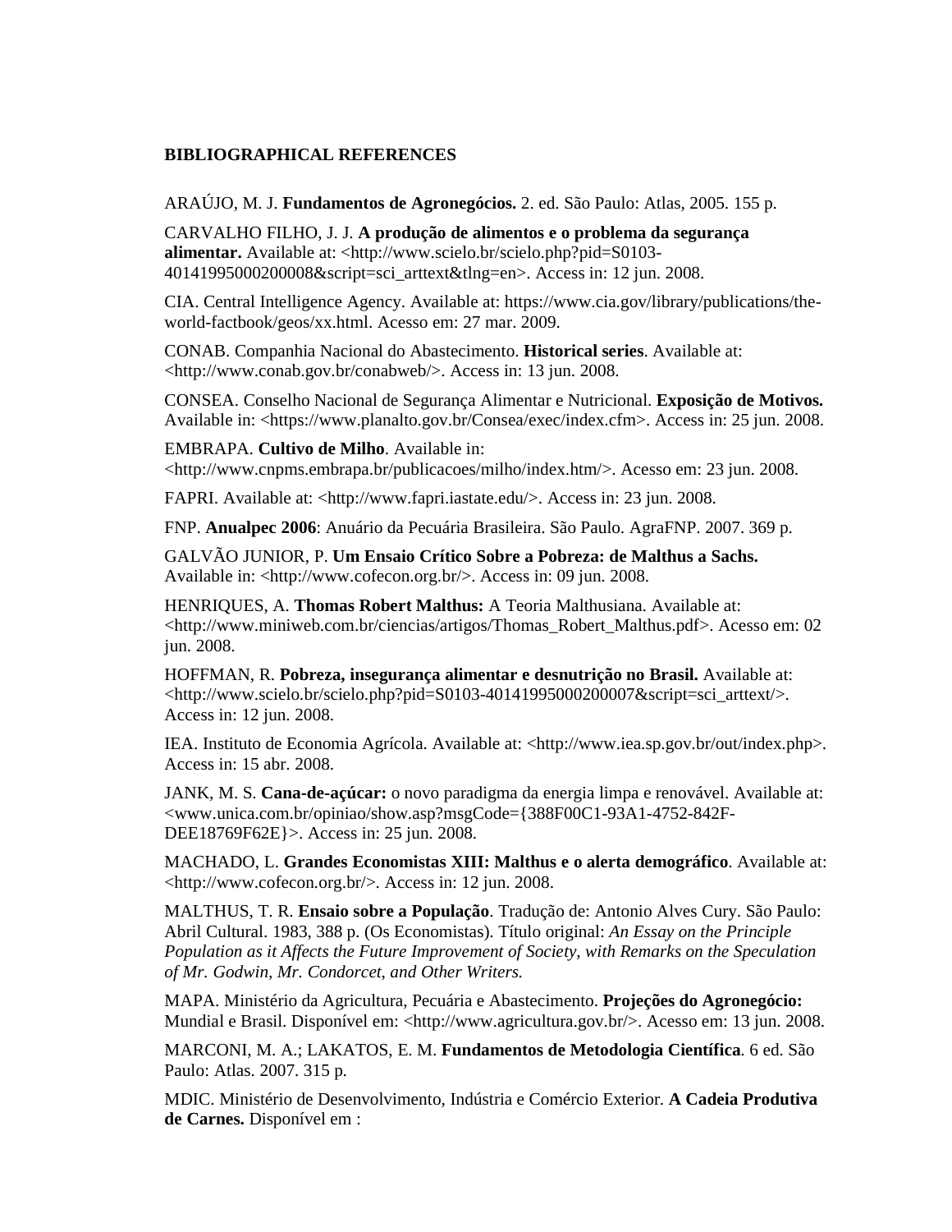**BIBLIOGRAPHICAL REFERENCES**

ARAÚJO, M. J. **Fundamentos de Agronegócios.** 2. ed. São Paulo: Atlas, 2005. 155 p.

CARVALHO FILHO, J. J. **A produção de alimentos e o problema da segurança alimentar.** Available at: <http://www.scielo.br/scielo.php?pid=S0103-40141995000200008&script=sci_arttext&tlng=en>. Access in: 12 jun. 2008.

CIA. Central Intelligence Agency. Available at: https://www.cia.gov/library/publications/the-world-factbook/geos/xx.html. Acesso em: 27 mar. 2009.

CONAB. Companhia Nacional do Abastecimento. **Historical series**. Available at: <http://www.conab.gov.br/conabweb/>. Access in: 13 jun. 2008.

CONSEA. Conselho Nacional de Segurança Alimentar e Nutricional. **Exposição de Motivos.** Available in: <https://www.planalto.gov.br/Consea/exec/index.cfm>. Access in: 25 jun. 2008.

EMBRAPA. **Cultivo de Milho**. Available in: <http://www.cnpms.embrapa.br/publicacoes/milho/index.htm/>. Acesso em: 23 jun. 2008.

FAPRI. Available at: <http://www.fapri.iastate.edu/>. Access in: 23 jun. 2008.

FNP. **Anualpec 2006**: Anuário da Pecuária Brasileira. São Paulo. AgraFNP. 2007. 369 p.

GALVÃO JUNIOR, P. **Um Ensaio Crítico Sobre a Pobreza: de Malthus a Sachs.** Available in: <http://www.cofecon.org.br/>. Access in: 09 jun. 2008.

HENRIQUES, A. **Thomas Robert Malthus:** A Teoria Malthusiana. Available at: <http://www.miniweb.com.br/ciencias/artigos/Thomas_Robert_Malthus.pdf>. Acesso em: 02 jun. 2008.

HOFFMAN, R. **Pobreza, insegurança alimentar e desnutrição no Brasil.** Available at: <http://www.scielo.br/scielo.php?pid=S0103-40141995000200007&script=sci_arttext/>. Access in: 12 jun. 2008.

IEA. Instituto de Economia Agrícola. Available at: <http://www.iea.sp.gov.br/out/index.php>. Access in: 15 abr. 2008.

JANK, M. S. **Cana-de-açúcar:** o novo paradigma da energia limpa e renovável. Available at: <www.unica.com.br/opiniao/show.asp?msgCode={388F00C1-93A1-4752-842F-DEE18769F62E}>. Access in: 25 jun. 2008.

MACHADO, L. **Grandes Economistas XIII: Malthus e o alerta demográfico**. Available at: <http://www.cofecon.org.br/>. Access in: 12 jun. 2008.

MALTHUS, T. R. **Ensaio sobre a População**. Tradução de: Antonio Alves Cury. São Paulo: Abril Cultural. 1983, 388 p. (Os Economistas). Título original: *An Essay on the Principle Population as it Affects the Future Improvement of Society, with Remarks on the Speculation of Mr. Godwin, Mr. Condorcet, and Other Writers.*

MAPA. Ministério da Agricultura, Pecuária e Abastecimento. **Projeções do Agronegócio:** Mundial e Brasil. Disponível em: <http://www.agricultura.gov.br/>. Acesso em: 13 jun. 2008.

MARCONI, M. A.; LAKATOS, E. M. **Fundamentos de Metodologia Científica**. 6 ed. São Paulo: Atlas. 2007. 315 p.

MDIC. Ministério de Desenvolvimento, Indústria e Comércio Exterior. **A Cadeia Produtiva de Carnes.** Disponível em :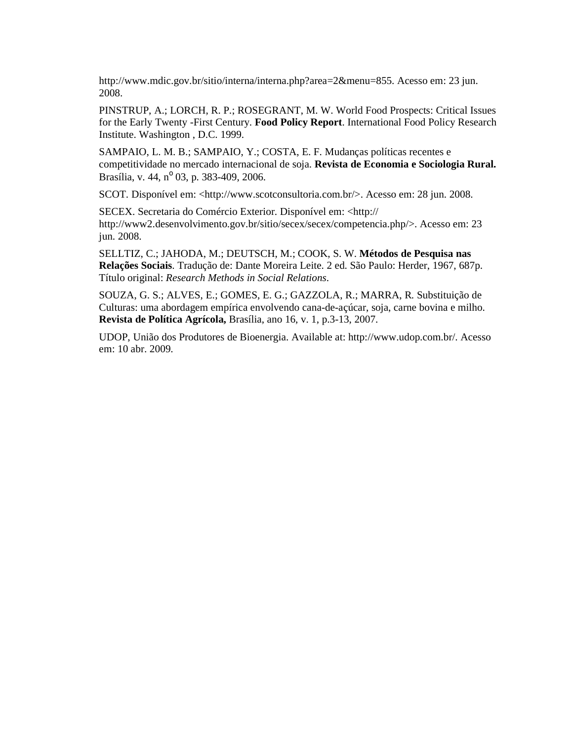http://www.mdic.gov.br/sitio/interna/interna.php?area=2&menu=855. Acesso em: 23 jun. 2008.

PINSTRUP, A.; LORCH, R. P.; ROSEGRANT, M. W. World Food Prospects: Critical Issues for the Early Twenty -First Century. **Food Policy Report**. International Food Policy Research Institute. Washington , D.C. 1999.

SAMPAIO, L. M. B.; SAMPAIO, Y.; COSTA, E. F. Mudanças políticas recentes e competitividade no mercado internacional de soja. **Revista de Economia e Sociologia Rural.** Brasília, v. 44, nº 03, p. 383-409, 2006.

SCOT. Disponível em: <http://www.scotconsultoria.com.br/>. Acesso em: 28 jun. 2008.

SECEX. Secretaria do Comércio Exterior. Disponível em: <http:// http://www2.desenvolvimento.gov.br/sitio/secex/secex/competencia.php/>. Acesso em: 23 jun. 2008.

SELLTIZ, C.; JAHODA, M.; DEUTSCH, M.; COOK, S. W. **Métodos de Pesquisa nas Relações Sociais**. Tradução de: Dante Moreira Leite. 2 ed. São Paulo: Herder, 1967, 687p. Título original: *Research Methods in Social Relations*.

SOUZA, G. S.; ALVES, E.; GOMES, E. G.; GAZZOLA, R.; MARRA, R. Substituição de Culturas: uma abordagem empírica envolvendo cana-de-açúcar, soja, carne bovina e milho. **Revista de Política Agrícola,** Brasília, ano 16, v. 1, p.3-13, 2007.

UDOP, União dos Produtores de Bioenergia. Available at: http://www.udop.com.br/. Acesso em: 10 abr. 2009.